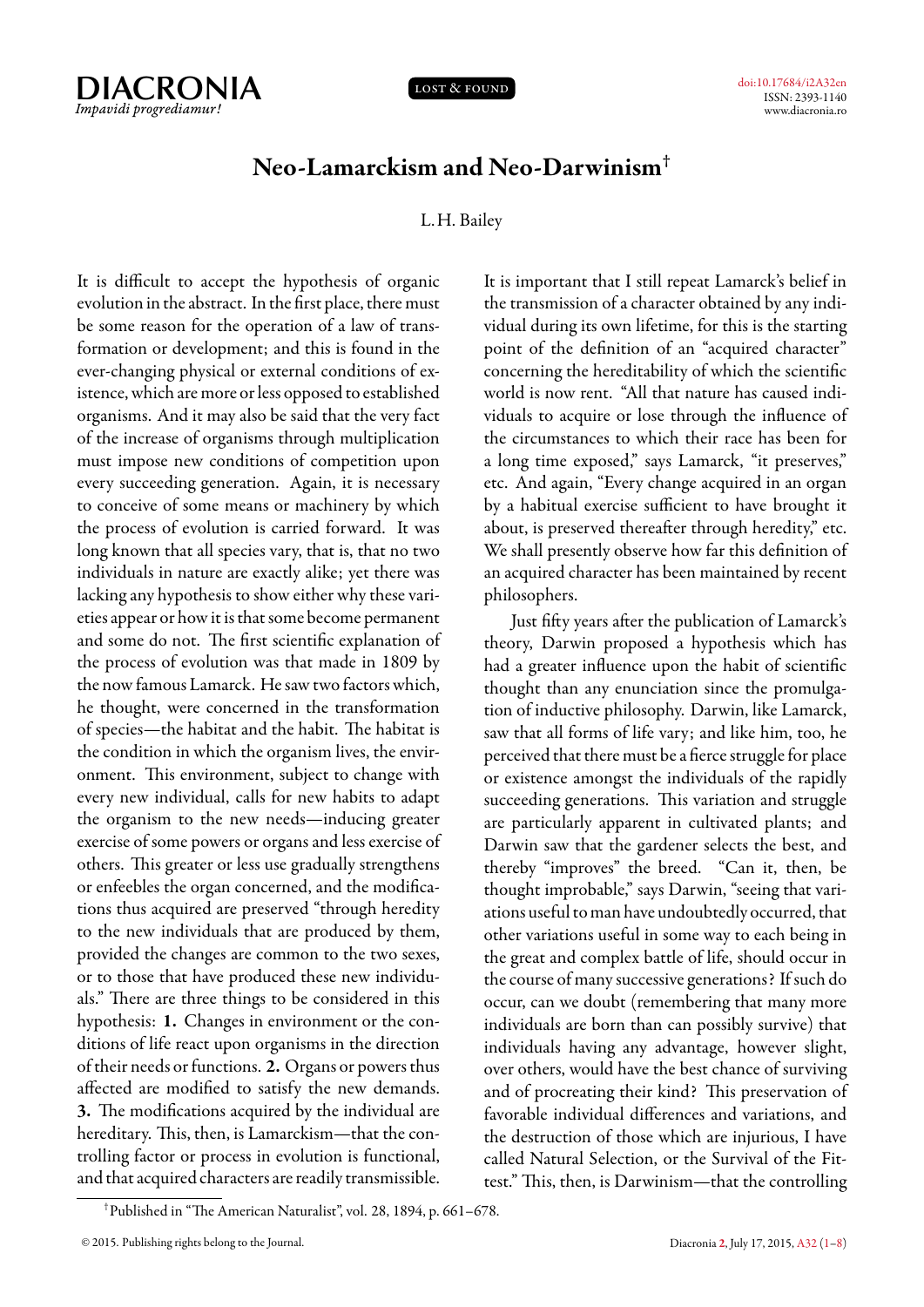# Neo-Lamarckism and Neo-Darwinism[†]

L. H. Bailey

It is difficult to accept the hypothesis of organic evolution in the abstract. In the first place, there must be some reason for the operation of a law of transformation or development; and this is found in the ever-changing physical or external conditions of existence, which are more or less opposed to established organisms. And it may also be said that the very fact of the increase of organisms through multiplication must impose new conditions of competition upon every succeeding generation. Again, it is necessary to conceive of some means or machinery by which the process of evolution is carried forward. It was long known that all species vary, that is, that no two individuals in nature are exactly alike; yet there was lacking any hypothesis to show either why these varieties appear or how it is that some become permanent and some do not. The first scientific explanation of the process of evolution was that made in 1809 by the now famous Lamarck. He saw two factors which, he thought, were concerned in the transformation of species—the habitat and the habit. The habitat is the condition in which the organism lives, the environment. This environment, subject to change with every new individual, calls for new habits to adapt the organism to the new needs—inducing greater exercise of some powers or organs and less exercise of others. This greater or less use gradually strengthens or enfeebles the organ concerned, and the modifications thus acquired are preserved "through heredity to the new individuals that are produced by them, provided the changes are common to the two sexes, or to those that have produced these new individuals." There are three things to be considered in this hypothesis: **1.** Changes in environment or the conditions of life react upon organisms in the direction of their needs or functions. **2.** Organs or powers thus affected are modified to satisfy the new demands. **3.** The modifications acquired by the individual are hereditary. This, then, is Lamarckism—that the controlling factor or process in evolution is functional, and that acquired characters are readily transmissible.

It is important that I still repeat Lamarck's belief in the transmission of a character obtained by any individual during its own lifetime, for this is the starting point of the definition of an "acquired character" concerning the hereditability of which the scientific world is now rent. "All that nature has caused individuals to acquire or lose through the influence of the circumstances to which their race has been for a long time exposed," says Lamarck, "it preserves," etc. And again, "Every change acquired in an organ by a habitual exercise sufficient to have brought it about, is preserved thereafter through heredity," etc. We shall presently observe how far this definition of an acquired character has been maintained by recent philosophers.

Just fifty years after the publication of Lamarck's theory, Darwin proposed a hypothesis which has had a greater influence upon the habit of scientific thought than any enunciation since the promulgation of inductive philosophy. Darwin, like Lamarck, saw that all forms of life vary; and like him, too, he perceived that there must be a fierce struggle for place or existence amongst the individuals of the rapidly succeeding generations. This variation and struggle are particularly apparent in cultivated plants; and Darwin saw that the gardener selects the best, and thereby "improves" the breed. "Can it, then, be thought improbable," says Darwin, "seeing that variations useful to man have undoubtedly occurred, that other variations useful in some way to each being in the great and complex battle of life, should occur in the course of many successive generations? If such do occur, can we doubt (remembering that many more individuals are born than can possibly survive) that individuals having any advantage, however slight, over others, would have the best chance of surviving and of procreating their kind? This preservation of favorable individual differences and variations, and the destruction of those which are injurious, I have called Natural Selection, or the Survival of the Fittest." This, then, is Darwinism—that the controlling

[†] Published in "The American Naturalist", vol. 28, 1894, p. 661–678.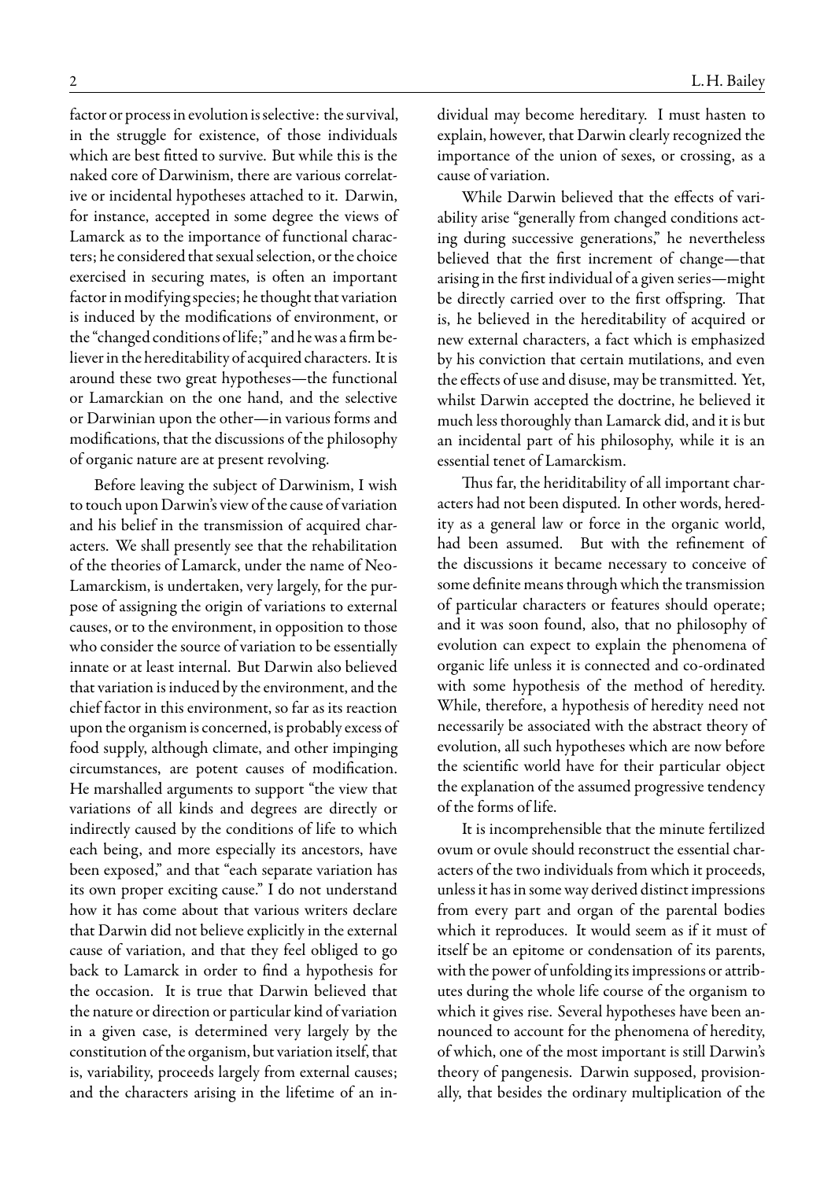factor or process in evolution is selective: the survival, in the struggle for existence, of those individuals which are best fitted to survive. But while this is the naked core of Darwinism, there are various correlative or incidental hypotheses attached to it. Darwin, for instance, accepted in some degree the views of Lamarck as to the importance of functional characters; he considered that sexual selection, or the choice exercised in securing mates, is often an important factor in modifying species; he thought that variation is induced by the modifications of environment, or the "changed conditions of life;" and he was a firm believer in the hereditability of acquired characters. It is around these two great hypotheses—the functional or Lamarckian on the one hand, and the selective or Darwinian upon the other—in various forms and modifications, that the discussions of the philosophy of organic nature are at present revolving.

Before leaving the subject of Darwinism, I wish to touch upon Darwin's view of the cause of variation and his belief in the transmission of acquired characters. We shall presently see that the rehabilitation of the theories of Lamarck, under the name of Neo-Lamarckism, is undertaken, very largely, for the purpose of assigning the origin of variations to external causes, or to the environment, in opposition to those who consider the source of variation to be essentially innate or at least internal. But Darwin also believed that variation is induced by the environment, and the chief factor in this environment, so far as its reaction upon the organism is concerned, is probably excess of food supply, although climate, and other impinging circumstances, are potent causes of modification. He marshalled arguments to support "the view that variations of all kinds and degrees are directly or indirectly caused by the conditions of life to which each being, and more especially its ancestors, have been exposed," and that "each separate variation has its own proper exciting cause." I do not understand how it has come about that various writers declare that Darwin did not believe explicitly in the external cause of variation, and that they feel obliged to go back to Lamarck in order to find a hypothesis for the occasion. It is true that Darwin believed that the nature or direction or particular kind of variation in a given case, is determined very largely by the constitution of the organism, but variation itself, that is, variability, proceeds largely from external causes; and the characters arising in the lifetime of an individual may become hereditary. I must hasten to explain, however, that Darwin clearly recognized the importance of the union of sexes, or crossing, as a cause of variation.

While Darwin believed that the effects of variability arise "generally from changed conditions acting during successive generations," he nevertheless believed that the first increment of change—that arising in the first individual of a given series—might be directly carried over to the first offspring. That is, he believed in the hereditability of acquired or new external characters, a fact which is emphasized by his conviction that certain mutilations, and even the effects of use and disuse, may be transmitted. Yet, whilst Darwin accepted the doctrine, he believed it much less thoroughly than Lamarck did, and it is but an incidental part of his philosophy, while it is an essential tenet of Lamarckism.

Thus far, the heriditability of all important characters had not been disputed. In other words, heredity as a general law or force in the organic world, had been assumed. But with the refinement of the discussions it became necessary to conceive of some definite means through which the transmission of particular characters or features should operate; and it was soon found, also, that no philosophy of evolution can expect to explain the phenomena of organic life unless it is connected and co-ordinated with some hypothesis of the method of heredity. While, therefore, a hypothesis of heredity need not necessarily be associated with the abstract theory of evolution, all such hypotheses which are now before the scientific world have for their particular object the explanation of the assumed progressive tendency of the forms of life.

It is incomprehensible that the minute fertilized ovum or ovule should reconstruct the essential characters of the two individuals from which it proceeds, unless it has in some way derived distinct impressions from every part and organ of the parental bodies which it reproduces. It would seem as if it must of itself be an epitome or condensation of its parents, with the power of unfolding its impressions or attributes during the whole life course of the organism to which it gives rise. Several hypotheses have been announced to account for the phenomena of heredity, of which, one of the most important is still Darwin's theory of pangenesis. Darwin supposed, provisionally, that besides the ordinary multiplication of the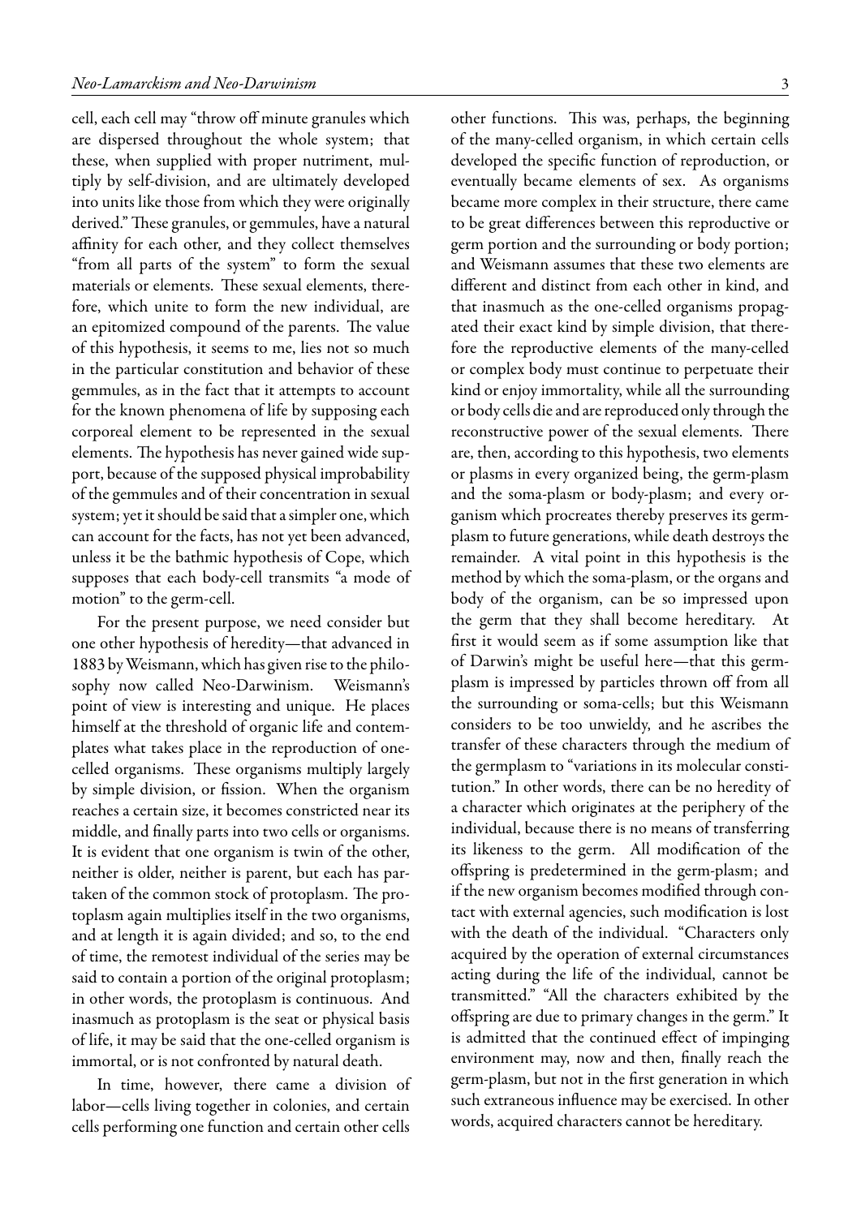cell, each cell may "throw off minute granules which are dispersed throughout the whole system; that these, when supplied with proper nutriment, multiply by self-division, and are ultimately developed into units like those from which they were originally derived." These granules, or gemmules, have a natural affinity for each other, and they collect themselves "from all parts of the system" to form the sexual materials or elements. These sexual elements, therefore, which unite to form the new individual, are an epitomized compound of the parents. The value of this hypothesis, it seems to me, lies not so much in the particular constitution and behavior of these gemmules, as in the fact that it attempts to account for the known phenomena of life by supposing each corporeal element to be represented in the sexual elements. The hypothesis has never gained wide support, because of the supposed physical improbability of the gemmules and of their concentration in sexual system; yet it should be said that a simpler one, which can account for the facts, has not yet been advanced, unless it be the bathmic hypothesis of Cope, which supposes that each body-cell transmits "a mode of motion" to the germ-cell.

For the present purpose, we need consider but one other hypothesis of heredity—that advanced in 1883 by Weismann, which has given rise to the philosophy now called Neo-Darwinism. Weismann's point of view is interesting and unique. He places himself at the threshold of organic life and contemplates what takes place in the reproduction of one-celled organisms. These organisms multiply largely by simple division, or fission. When the organism reaches a certain size, it becomes constricted near its middle, and finally parts into two cells or organisms. It is evident that one organism is twin of the other, neither is older, neither is parent, but each has partaken of the common stock of protoplasm. The protoplasm again multiplies itself in the two organisms, and at length it is again divided; and so, to the end of time, the remotest individual of the series may be said to contain a portion of the original protoplasm; in other words, the protoplasm is continuous. And inasmuch as protoplasm is the seat or physical basis of life, it may be said that the one-celled organism is immortal, or is not confronted by natural death.

In time, however, there came a division of labor—cells living together in colonies, and certain cells performing one function and certain other cells other functions. This was, perhaps, the beginning of the many-celled organism, in which certain cells developed the specific function of reproduction, or eventually became elements of sex. As organisms became more complex in their structure, there came to be great differences between this reproductive or germ portion and the surrounding or body portion; and Weismann assumes that these two elements are different and distinct from each other in kind, and that inasmuch as the one-celled organisms propagated their exact kind by simple division, that therefore the reproductive elements of the many-celled or complex body must continue to perpetuate their kind or enjoy immortality, while all the surrounding or body cells die and are reproduced only through the reconstructive power of the sexual elements. There are, then, according to this hypothesis, two elements or plasms in every organized being, the germ-plasm and the soma-plasm or body-plasm; and every organism which procreates thereby preserves its germ-plasm to future generations, while death destroys the remainder. A vital point in this hypothesis is the method by which the soma-plasm, or the organs and body of the organism, can be so impressed upon the germ that they shall become hereditary. At first it would seem as if some assumption like that of Darwin's might be useful here—that this germ-plasm is impressed by particles thrown off from all the surrounding or soma-cells; but this Weismann considers to be too unwieldy, and he ascribes the transfer of these characters through the medium of the germplasm to "variations in its molecular constitution." In other words, there can be no heredity of a character which originates at the periphery of the individual, because there is no means of transferring its likeness to the germ. All modification of the offspring is predetermined in the germ-plasm; and if the new organism becomes modified through contact with external agencies, such modification is lost with the death of the individual. "Characters only acquired by the operation of external circumstances acting during the life of the individual, cannot be transmitted." "All the characters exhibited by the offspring are due to primary changes in the germ." It is admitted that the continued effect of impinging environment may, now and then, finally reach the germ-plasm, but not in the first generation in which such extraneous influence may be exercised. In other words, acquired characters cannot be hereditary.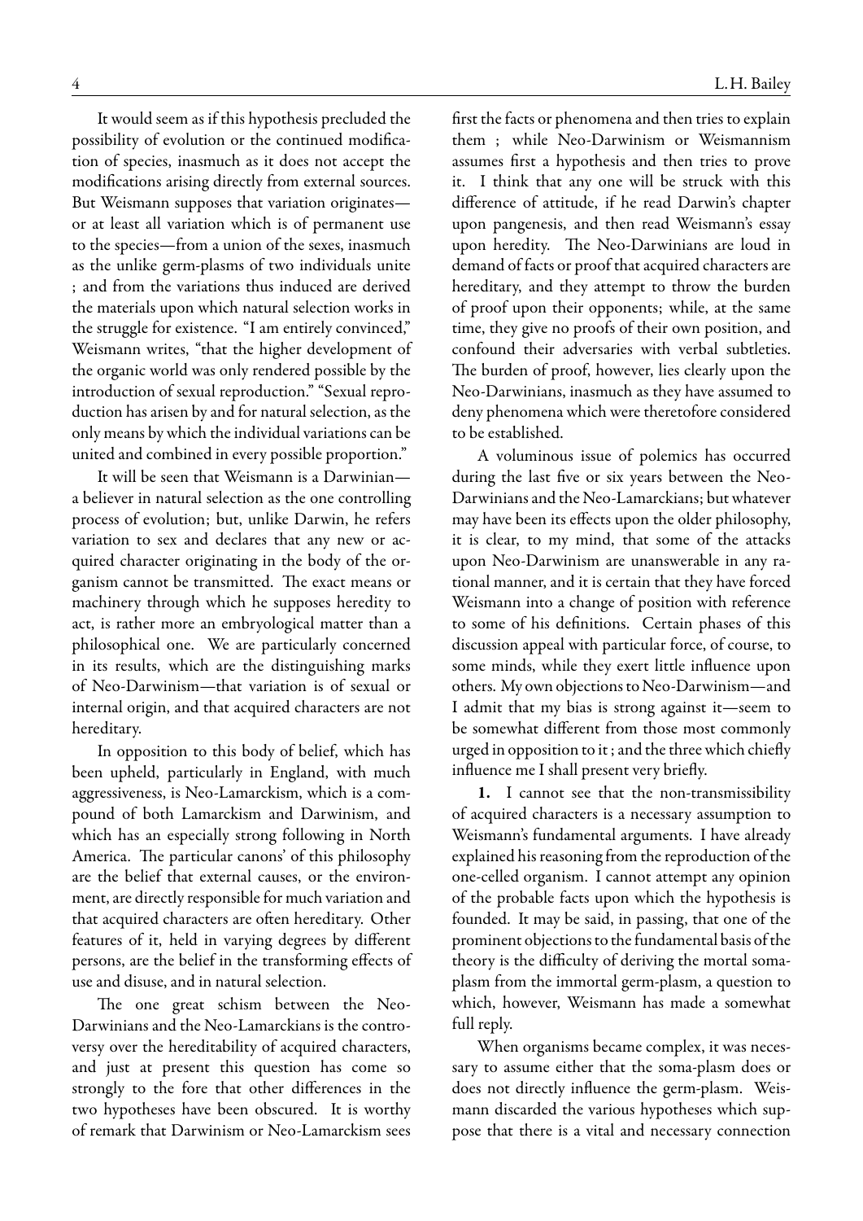It would seem as if this hypothesis precluded the possibility of evolution or the continued modification of species, inasmuch as it does not accept the modifications arising directly from external sources. But Weismann supposes that variation originates—or at least all variation which is of permanent use to the species—from a union of the sexes, inasmuch as the unlike germ-plasms of two individuals unite ; and from the variations thus induced are derived the materials upon which natural selection works in the struggle for existence. "I am entirely convinced," Weismann writes, "that the higher development of the organic world was only rendered possible by the introduction of sexual reproduction." "Sexual reproduction has arisen by and for natural selection, as the only means by which the individual variations can be united and combined in every possible proportion."

It will be seen that Weismann is a Darwinian—a believer in natural selection as the one controlling process of evolution; but, unlike Darwin, he refers variation to sex and declares that any new or acquired character originating in the body of the organism cannot be transmitted. The exact means or machinery through which he supposes heredity to act, is rather more an embryological matter than a philosophical one. We are particularly concerned in its results, which are the distinguishing marks of Neo-Darwinism—that variation is of sexual or internal origin, and that acquired characters are not hereditary.

In opposition to this body of belief, which has been upheld, particularly in England, with much aggressiveness, is Neo-Lamarckism, which is a compound of both Lamarckism and Darwinism, and which has an especially strong following in North America. The particular canons' of this philosophy are the belief that external causes, or the environment, are directly responsible for much variation and that acquired characters are often hereditary. Other features of it, held in varying degrees by different persons, are the belief in the transforming effects of use and disuse, and in natural selection.

The one great schism between the Neo-Darwinians and the Neo-Lamarckians is the controversy over the hereditability of acquired characters, and just at present this question has come so strongly to the fore that other differences in the two hypotheses have been obscured. It is worthy of remark that Darwinism or Neo-Lamarckism sees first the facts or phenomena and then tries to explain them ; while Neo-Darwinism or Weismannism assumes first a hypothesis and then tries to prove it. I think that any one will be struck with this difference of attitude, if he read Darwin's chapter upon pangenesis, and then read Weismann's essay upon heredity. The Neo-Darwinians are loud in demand of facts or proof that acquired characters are hereditary, and they attempt to throw the burden of proof upon their opponents; while, at the same time, they give no proofs of their own position, and confound their adversaries with verbal subtleties. The burden of proof, however, lies clearly upon the Neo-Darwinians, inasmuch as they have assumed to deny phenomena which were theretofore considered to be established.

A voluminous issue of polemics has occurred during the last five or six years between the Neo-Darwinians and the Neo-Lamarckians; but whatever may have been its effects upon the older philosophy, it is clear, to my mind, that some of the attacks upon Neo-Darwinism are unanswerable in any rational manner, and it is certain that they have forced Weismann into a change of position with reference to some of his definitions. Certain phases of this discussion appeal with particular force, of course, to some minds, while they exert little influence upon others. My own objections to Neo-Darwinism—and I admit that my bias is strong against it—seem to be somewhat different from those most commonly urged in opposition to it ; and the three which chiefly influence me I shall present very briefly.

**1.** I cannot see that the non-transmissibility of acquired characters is a necessary assumption to Weismann's fundamental arguments. I have already explained his reasoning from the reproduction of the one-celled organism. I cannot attempt any opinion of the probable facts upon which the hypothesis is founded. It may be said, in passing, that one of the prominent objections to the fundamental basis of the theory is the difficulty of deriving the mortal soma-plasm from the immortal germ-plasm, a question to which, however, Weismann has made a somewhat full reply.

When organisms became complex, it was necessary to assume either that the soma-plasm does or does not directly influence the germ-plasm. Weismann discarded the various hypotheses which suppose that there is a vital and necessary connection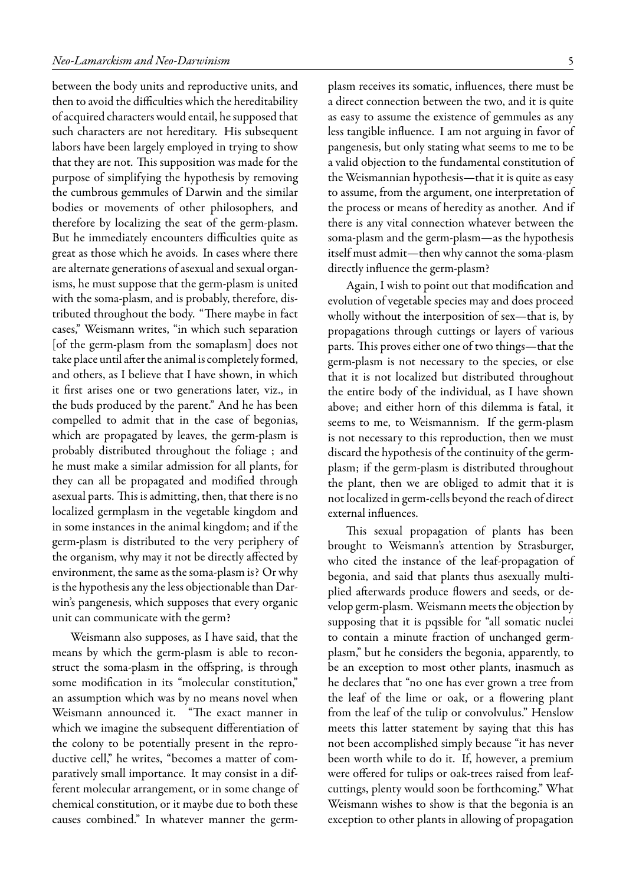between the body units and reproductive units, and then to avoid the difficulties which the hereditability of acquired characters would entail, he supposed that such characters are not hereditary. His subsequent labors have been largely employed in trying to show that they are not. This supposition was made for the purpose of simplifying the hypothesis by removing the cumbrous gemmules of Darwin and the similar bodies or movements of other philosophers, and therefore by localizing the seat of the germ-plasm. But he immediately encounters difficulties quite as great as those which he avoids. In cases where there are alternate generations of asexual and sexual organisms, he must suppose that the germ-plasm is united with the soma-plasm, and is probably, therefore, distributed throughout the body. "There maybe in fact cases," Weismann writes, "in which such separation [of the germ-plasm from the somaplasm] does not take place until after the animal is completely formed, and others, as I believe that I have shown, in which it first arises one or two generations later, viz., in the buds produced by the parent." And he has been compelled to admit that in the case of begonias, which are propagated by leaves, the germ-plasm is probably distributed throughout the foliage ; and he must make a similar admission for all plants, for they can all be propagated and modified through asexual parts. This is admitting, then, that there is no localized germplasm in the vegetable kingdom and in some instances in the animal kingdom; and if the germ-plasm is distributed to the very periphery of the organism, why may it not be directly affected by environment, the same as the soma-plasm is? Or why is the hypothesis any the less objectionable than Darwin's pangenesis, which supposes that every organic unit can communicate with the germ?

Weismann also supposes, as I have said, that the means by which the germ-plasm is able to reconstruct the soma-plasm in the offspring, is through some modification in its "molecular constitution," an assumption which was by no means novel when Weismann announced it. "The exact manner in which we imagine the subsequent differentiation of the colony to be potentially present in the reproductive cell," he writes, "becomes a matter of comparatively small importance. It may consist in a different molecular arrangement, or in some change of chemical constitution, or it maybe due to both these causes combined." In whatever manner the germ-plasm receives its somatic, influences, there must be a direct connection between the two, and it is quite as easy to assume the existence of gemmules as any less tangible influence. I am not arguing in favor of pangenesis, but only stating what seems to me to be a valid objection to the fundamental constitution of the Weismannian hypothesis—that it is quite as easy to assume, from the argument, one interpretation of the process or means of heredity as another. And if there is any vital connection whatever between the soma-plasm and the germ-plasm—as the hypothesis itself must admit—then why cannot the soma-plasm directly influence the germ-plasm?

Again, I wish to point out that modification and evolution of vegetable species may and does proceed wholly without the interposition of sex—that is, by propagations through cuttings or layers of various parts. This proves either one of two things—that the germ-plasm is not necessary to the species, or else that it is not localized but distributed throughout the entire body of the individual, as I have shown above; and either horn of this dilemma is fatal, it seems to me, to Weismannism. If the germ-plasm is not necessary to this reproduction, then we must discard the hypothesis of the continuity of the germ-plasm; if the germ-plasm is distributed throughout the plant, then we are obliged to admit that it is not localized in germ-cells beyond the reach of direct external influences.

This sexual propagation of plants has been brought to Weismann's attention by Strasburger, who cited the instance of the leaf-propagation of begonia, and said that plants thus asexually multiplied afterwards produce flowers and seeds, or develop germ-plasm. Weismann meets the objection by supposing that it is pqssible for "all somatic nuclei to contain a minute fraction of unchanged germ-plasm," but he considers the begonia, apparently, to be an exception to most other plants, inasmuch as he declares that "no one has ever grown a tree from the leaf of the lime or oak, or a flowering plant from the leaf of the tulip or convolvulus." Henslow meets this latter statement by saying that this has not been accomplished simply because "it has never been worth while to do it. If, however, a premium were offered for tulips or oak-trees raised from leaf-cuttings, plenty would soon be forthcoming." What Weismann wishes to show is that the begonia is an exception to other plants in allowing of propagation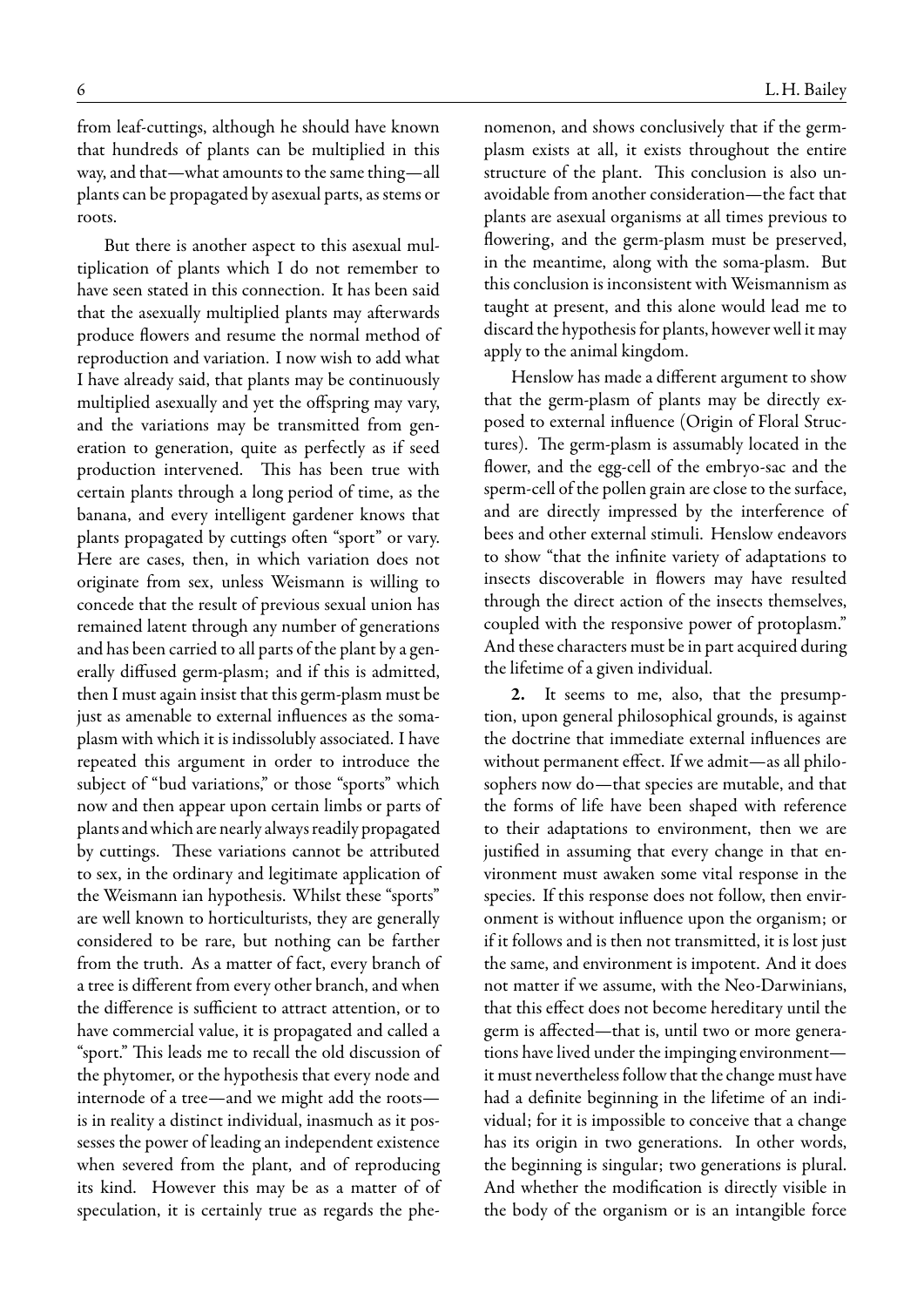from leaf-cuttings, although he should have known that hundreds of plants can be multiplied in this way, and that—what amounts to the same thing—all plants can be propagated by asexual parts, as stems or roots.

But there is another aspect to this asexual multiplication of plants which I do not remember to have seen stated in this connection. It has been said that the asexually multiplied plants may afterwards produce flowers and resume the normal method of reproduction and variation. I now wish to add what I have already said, that plants may be continuously multiplied asexually and yet the offspring may vary, and the variations may be transmitted from generation to generation, quite as perfectly as if seed production intervened. This has been true with certain plants through a long period of time, as the banana, and every intelligent gardener knows that plants propagated by cuttings often "sport" or vary. Here are cases, then, in which variation does not originate from sex, unless Weismann is willing to concede that the result of previous sexual union has remained latent through any number of generations and has been carried to all parts of the plant by a generally diffused germ-plasm; and if this is admitted, then I must again insist that this germ-plasm must be just as amenable to external influences as the soma-plasm with which it is indissolubly associated. I have repeated this argument in order to introduce the subject of "bud variations," or those "sports" which now and then appear upon certain limbs or parts of plants and which are nearly always readily propagated by cuttings. These variations cannot be attributed to sex, in the ordinary and legitimate application of the Weismann ian hypothesis. Whilst these "sports" are well known to horticulturists, they are generally considered to be rare, but nothing can be farther from the truth. As a matter of fact, every branch of a tree is different from every other branch, and when the difference is sufficient to attract attention, or to have commercial value, it is propagated and called a "sport." This leads me to recall the old discussion of the phytomer, or the hypothesis that every node and internode of a tree—and we might add the roots—is in reality a distinct individual, inasmuch as it possesses the power of leading an independent existence when severed from the plant, and of reproducing its kind. However this may be as a matter of of speculation, it is certainly true as regards the phenomenon, and shows conclusively that if the germ-plasm exists at all, it exists throughout the entire structure of the plant. This conclusion is also unavoidable from another consideration—the fact that plants are asexual organisms at all times previous to flowering, and the germ-plasm must be preserved, in the meantime, along with the soma-plasm. But this conclusion is inconsistent with Weismannism as taught at present, and this alone would lead me to discard the hypothesis for plants, however well it may apply to the animal kingdom.

Henslow has made a different argument to show that the germ-plasm of plants may be directly exposed to external influence (Origin of Floral Structures). The germ-plasm is assumably located in the flower, and the egg-cell of the embryo-sac and the sperm-cell of the pollen grain are close to the surface, and are directly impressed by the interference of bees and other external stimuli. Henslow endeavors to show "that the infinite variety of adaptations to insects discoverable in flowers may have resulted through the direct action of the insects themselves, coupled with the responsive power of protoplasm." And these characters must be in part acquired during the lifetime of a given individual.

**2.** It seems to me, also, that the presumption, upon general philosophical grounds, is against the doctrine that immediate external influences are without permanent effect. If we admit—as all philosophers now do—that species are mutable, and that the forms of life have been shaped with reference to their adaptations to environment, then we are justified in assuming that every change in that environment must awaken some vital response in the species. If this response does not follow, then environment is without influence upon the organism; or if it follows and is then not transmitted, it is lost just the same, and environment is impotent. And it does not matter if we assume, with the Neo-Darwinians, that this effect does not become hereditary until the germ is affected—that is, until two or more generations have lived under the impinging environment—it must nevertheless follow that the change must have had a definite beginning in the lifetime of an individual; for it is impossible to conceive that a change has its origin in two generations. In other words, the beginning is singular; two generations is plural. And whether the modification is directly visible in the body of the organism or is an intangible force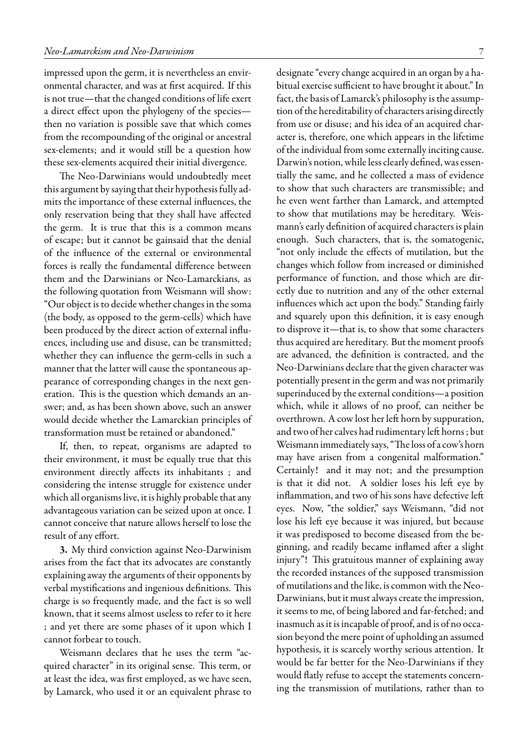impressed upon the germ, it is nevertheless an environmental character, and was at first acquired. If this is not true—that the changed conditions of life exert a direct effect upon the phylogeny of the species—then no variation is possible save that which comes from the recompounding of the original or ancestral sex-elements; and it would still be a question how these sex-elements acquired their initial divergence.

The Neo-Darwinians would undoubtedly meet this argument by saying that their hypothesis fully admits the importance of these external influences, the only reservation being that they shall have affected the germ. It is true that this is a common means of escape; but it cannot be gainsaid that the denial of the influence of the external or environmental forces is really the fundamental difference between them and the Darwinians or Neo-Lamarckians, as the following quotation from Weismann will show: "Our object is to decide whether changes in the soma (the body, as opposed to the germ-cells) which have been produced by the direct action of external influences, including use and disuse, can be transmitted; whether they can influence the germ-cells in such a manner that the latter will cause the spontaneous appearance of corresponding changes in the next generation. This is the question which demands an answer; and, as has been shown above, such an answer would decide whether the Lamarckian principles of transformation must be retained or abandoned."

If, then, to repeat, organisms are adapted to their environment, it must be equally true that this environment directly affects its inhabitants ; and considering the intense struggle for existence under which all organisms live, it is highly probable that any advantageous variation can be seized upon at once. I cannot conceive that nature allows herself to lose the result of any effort.

**3.** My third conviction against Neo-Darwinism arises from the fact that its advocates are constantly explaining away the arguments of their opponents by verbal mystifications and ingenious definitions. This charge is so frequently made, and the fact is so well known, that it seems almost useless to refer to it here ; and yet there are some phases of it upon which I cannot forbear to touch.

Weismann declares that he uses the term "acquired character" in its original sense. This term, or at least the idea, was first employed, as we have seen, by Lamarck, who used it or an equivalent phrase to designate "every change acquired in an organ by a habitual exercise sufficient to have brought it about." In fact, the basis of Lamarck's philosophy is the assumption of the hereditability of characters arising directly from use or disuse; and his idea of an acquired character is, therefore, one which appears in the lifetime of the individual from some externally inciting cause. Darwin's notion, while less clearly defined, was essentially the same, and he collected a mass of evidence to show that such characters are transmissible; and he even went farther than Lamarck, and attempted to show that mutilations may be hereditary. Weismann's early definition of acquired characters is plain enough. Such characters, that is, the somatogenic, "not only include the effects of mutilation, but the changes which follow from increased or diminished performance of function, and those which are directly due to nutrition and any of the other external influences which act upon the body." Standing fairly and squarely upon this definition, it is easy enough to disprove it—that is, to show that some characters thus acquired are hereditary. But the moment proofs are advanced, the definition is contracted, and the Neo-Darwinians declare that the given character was potentially present in the germ and was not primarily superinduced by the external conditions—a position which, while it allows of no proof, can neither be overthrown. A cow lost her left horn by suppuration, and two of her calves had rudimentary left horns ; but Weismann immediately says, "The loss of a cow's horn may have arisen from a congenital malformation." Certainly! and it may not; and the presumption is that it did not. A soldier loses his left eye by inflammation, and two of his sons have defective left eyes. Now, "the soldier," says Weismann, "did not lose his left eye because it was injured, but because it was predisposed to become diseased from the beginning, and readily became inflamed after a slight injury"! This gratuitous manner of explaining away the recorded instances of the supposed transmission of mutilations and the like, is common with the Neo-Darwinians, but it must always create the impression, it seems to me, of being labored and far-fetched; and inasmuch as it is incapable of proof, and is of no occasion beyond the mere point of upholding an assumed hypothesis, it is scarcely worthy serious attention. It would be far better for the Neo-Darwinians if they would flatly refuse to accept the statements concerning the transmission of mutilations, rather than to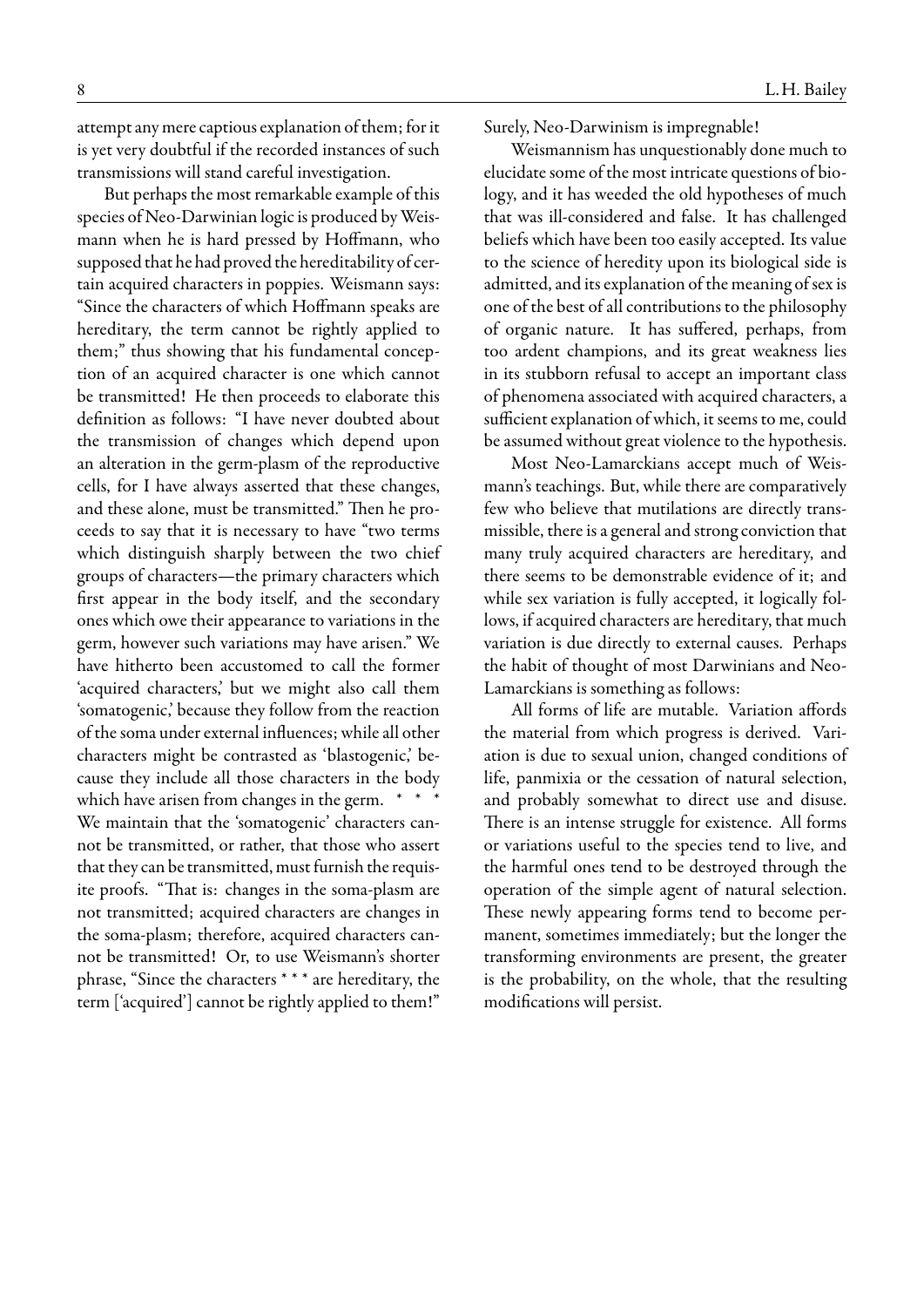attempt any mere captious explanation of them; for it is yet very doubtful if the recorded instances of such transmissions will stand careful investigation.

But perhaps the most remarkable example of this species of Neo-Darwinian logic is produced by Weismann when he is hard pressed by Hoffmann, who supposed that he had proved the hereditability of certain acquired characters in poppies. Weismann says: "Since the characters of which Hoffmann speaks are hereditary, the term cannot be rightly applied to them;" thus showing that his fundamental conception of an acquired character is one which cannot be transmitted! He then proceeds to elaborate this definition as follows: "I have never doubted about the transmission of changes which depend upon an alteration in the germ-plasm of the reproductive cells, for I have always asserted that these changes, and these alone, must be transmitted." Then he proceeds to say that it is necessary to have "two terms which distinguish sharply between the two chief groups of characters—the primary characters which first appear in the body itself, and the secondary ones which owe their appearance to variations in the germ, however such variations may have arisen." We have hitherto been accustomed to call the former 'acquired characters,' but we might also call them 'somatogenic,' because they follow from the reaction of the soma under external influences; while all other characters might be contrasted as 'blastogenic,' because they include all those characters in the body which have arisen from changes in the germ. * * * We maintain that the 'somatogenic' characters cannot be transmitted, or rather, that those who assert that they can be transmitted, must furnish the requisite proofs. "That is: changes in the soma-plasm are not transmitted; acquired characters are changes in the soma-plasm; therefore, acquired characters cannot be transmitted! Or, to use Weismann's shorter phrase, "Since the characters * * * are hereditary, the term ['acquired'] cannot be rightly applied to them!" Surely, Neo-Darwinism is impregnable!

Weismannism has unquestionably done much to elucidate some of the most intricate questions of biology, and it has weeded the old hypotheses of much that was ill-considered and false. It has challenged beliefs which have been too easily accepted. Its value to the science of heredity upon its biological side is admitted, and its explanation of the meaning of sex is one of the best of all contributions to the philosophy of organic nature. It has suffered, perhaps, from too ardent champions, and its great weakness lies in its stubborn refusal to accept an important class of phenomena associated with acquired characters, a sufficient explanation of which, it seems to me, could be assumed without great violence to the hypothesis.

Most Neo-Lamarckians accept much of Weismann's teachings. But, while there are comparatively few who believe that mutilations are directly transmissible, there is a general and strong conviction that many truly acquired characters are hereditary, and there seems to be demonstrable evidence of it; and while sex variation is fully accepted, it logically follows, if acquired characters are hereditary, that much variation is due directly to external causes. Perhaps the habit of thought of most Darwinians and Neo-Lamarckians is something as follows:

All forms of life are mutable. Variation affords the material from which progress is derived. Variation is due to sexual union, changed conditions of life, panmixia or the cessation of natural selection, and probably somewhat to direct use and disuse. There is an intense struggle for existence. All forms or variations useful to the species tend to live, and the harmful ones tend to be destroyed through the operation of the simple agent of natural selection. These newly appearing forms tend to become permanent, sometimes immediately; but the longer the transforming environments are present, the greater is the probability, on the whole, that the resulting modifications will persist.